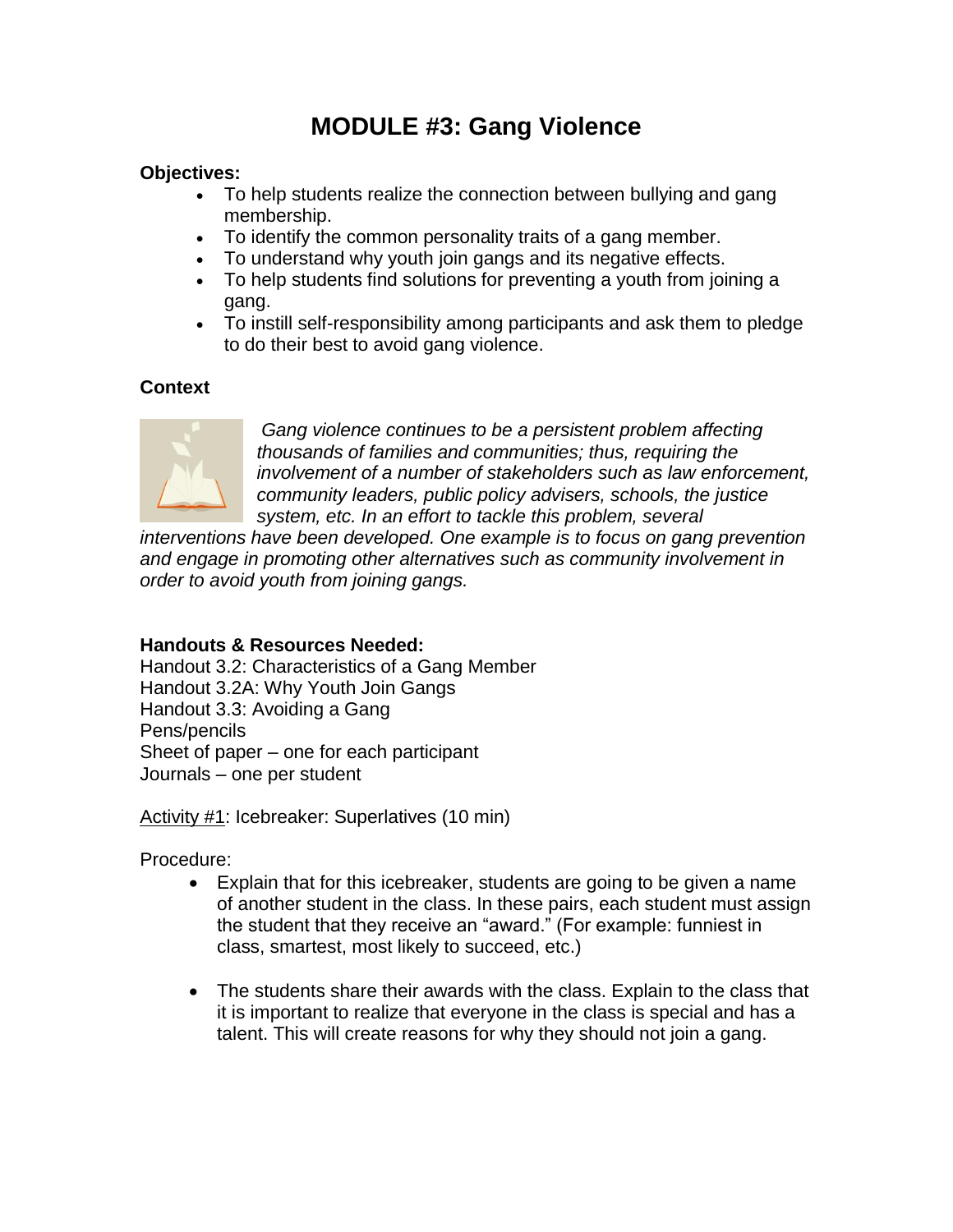# MODULE #3: Gang Violence

**Objectives:**

- To help students realize the connection between bullying and gang membership.
- To identify the common personality traits of a gang member.
- To understand why youth join gangs and its negative effects.
- To help students find solutions for preventing a youth from joining a gang.
- To instill self-responsibility among participants and ask them to pledge to do their best to avoid gang violence.

**Context**

*Gang violence continues to be a persistent problem affecting thousands of families and communities; thus, requiring the involvement of a number of stakeholders such as law enforcement, community leaders, public policy advisers, schools, the justice system, etc. In an effort to tackle this problem, several interventions have been developed. One example is to focus on gang prevention and engage in promoting other alternatives such as community involvement in order to avoid youth from joining gangs.*

**Handouts & Resources Needed:**

Handout 3.2: Characteristics of a Gang Member
Handout 3.2A: Why Youth Join Gangs
Handout 3.3: Avoiding a Gang
Pens/pencils
Sheet of paper – one for each participant
Journals – one per student

<u>Activity #1</u>: Icebreaker: Superlatives (10 min)

Procedure:

- Explain that for this icebreaker, students are going to be given a name of another student in the class. In these pairs, each student must assign the student that they receive an "award." (For example: funniest in class, smartest, most likely to succeed, etc.)

- The students share their awards with the class. Explain to the class that it is important to realize that everyone in the class is special and has a talent. This will create reasons for why they should not join a gang.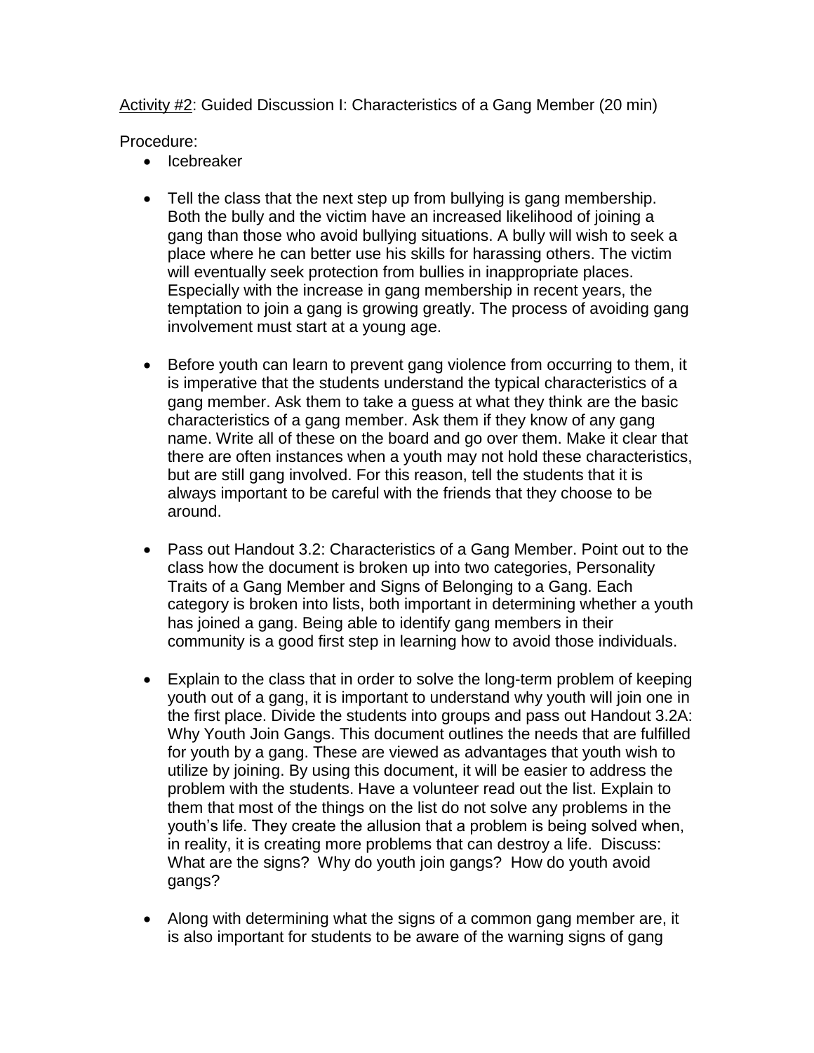<u>Activity #2</u>: Guided Discussion I: Characteristics of a Gang Member (20 min)

Procedure:

- Icebreaker

- Tell the class that the next step up from bullying is gang membership. Both the bully and the victim have an increased likelihood of joining a gang than those who avoid bullying situations. A bully will wish to seek a place where he can better use his skills for harassing others. The victim will eventually seek protection from bullies in inappropriate places. Especially with the increase in gang membership in recent years, the temptation to join a gang is growing greatly. The process of avoiding gang involvement must start at a young age.

- Before youth can learn to prevent gang violence from occurring to them, it is imperative that the students understand the typical characteristics of a gang member. Ask them to take a guess at what they think are the basic characteristics of a gang member. Ask them if they know of any gang name. Write all of these on the board and go over them. Make it clear that there are often instances when a youth may not hold these characteristics, but are still gang involved. For this reason, tell the students that it is always important to be careful with the friends that they choose to be around.

- Pass out Handout 3.2: Characteristics of a Gang Member. Point out to the class how the document is broken up into two categories, Personality Traits of a Gang Member and Signs of Belonging to a Gang. Each category is broken into lists, both important in determining whether a youth has joined a gang. Being able to identify gang members in their community is a good first step in learning how to avoid those individuals.

- Explain to the class that in order to solve the long-term problem of keeping youth out of a gang, it is important to understand why youth will join one in the first place. Divide the students into groups and pass out Handout 3.2A: Why Youth Join Gangs. This document outlines the needs that are fulfilled for youth by a gang. These are viewed as advantages that youth wish to utilize by joining. By using this document, it will be easier to address the problem with the students. Have a volunteer read out the list. Explain to them that most of the things on the list do not solve any problems in the youth's life. They create the allusion that a problem is being solved when, in reality, it is creating more problems that can destroy a life. Discuss: What are the signs? Why do youth join gangs? How do youth avoid gangs?

- Along with determining what the signs of a common gang member are, it is also important for students to be aware of the warning signs of gang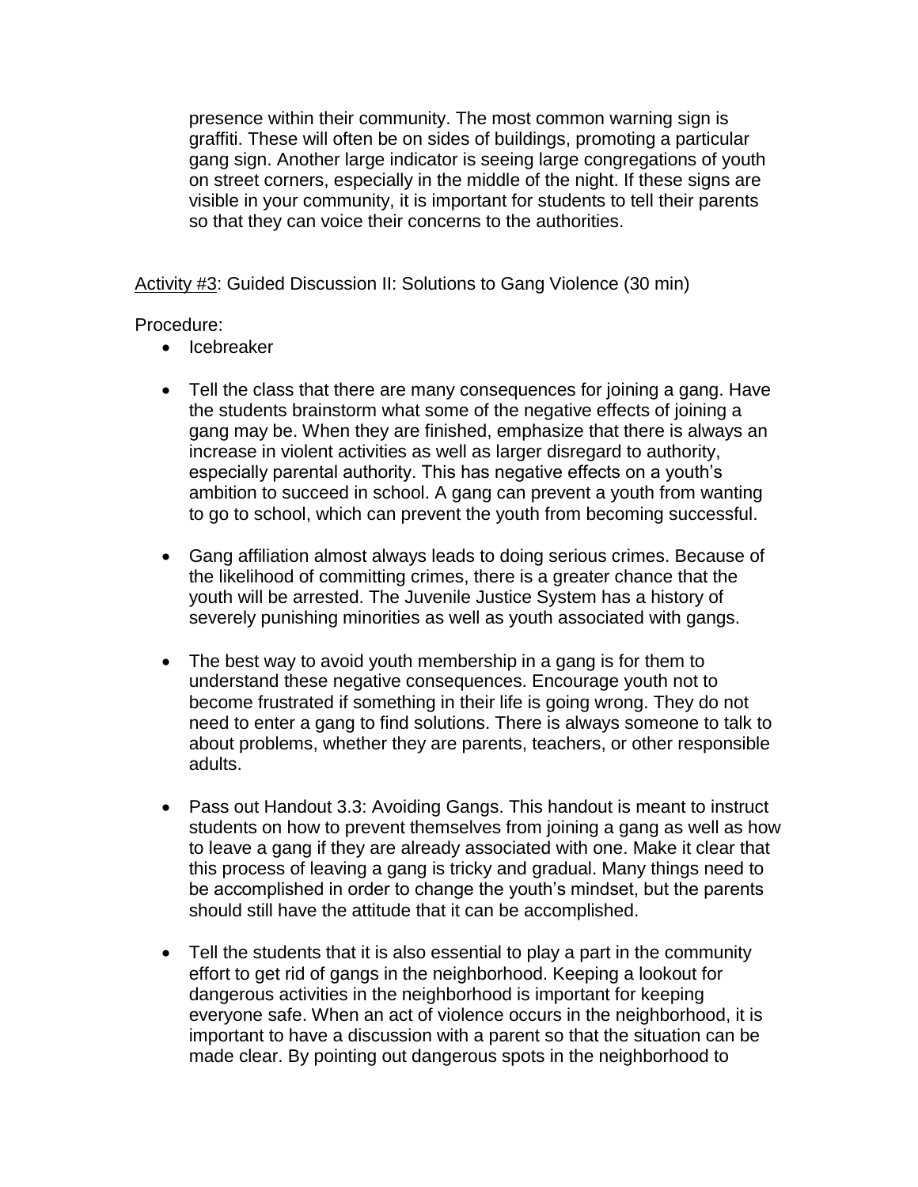presence within their community. The most common warning sign is graffiti. These will often be on sides of buildings, promoting a particular gang sign. Another large indicator is seeing large congregations of youth on street corners, especially in the middle of the night. If these signs are visible in your community, it is important for students to tell their parents so that they can voice their concerns to the authorities.

Activity #3: Guided Discussion II: Solutions to Gang Violence (30 min)

Procedure:

- Icebreaker
- Tell the class that there are many consequences for joining a gang. Have the students brainstorm what some of the negative effects of joining a gang may be. When they are finished, emphasize that there is always an increase in violent activities as well as larger disregard to authority, especially parental authority. This has negative effects on a youth's ambition to succeed in school. A gang can prevent a youth from wanting to go to school, which can prevent the youth from becoming successful.
- Gang affiliation almost always leads to doing serious crimes. Because of the likelihood of committing crimes, there is a greater chance that the youth will be arrested. The Juvenile Justice System has a history of severely punishing minorities as well as youth associated with gangs.
- The best way to avoid youth membership in a gang is for them to understand these negative consequences. Encourage youth not to become frustrated if something in their life is going wrong. They do not need to enter a gang to find solutions. There is always someone to talk to about problems, whether they are parents, teachers, or other responsible adults.
- Pass out Handout 3.3: Avoiding Gangs. This handout is meant to instruct students on how to prevent themselves from joining a gang as well as how to leave a gang if they are already associated with one. Make it clear that this process of leaving a gang is tricky and gradual. Many things need to be accomplished in order to change the youth's mindset, but the parents should still have the attitude that it can be accomplished.
- Tell the students that it is also essential to play a part in the community effort to get rid of gangs in the neighborhood. Keeping a lookout for dangerous activities in the neighborhood is important for keeping everyone safe. When an act of violence occurs in the neighborhood, it is important to have a discussion with a parent so that the situation can be made clear. By pointing out dangerous spots in the neighborhood to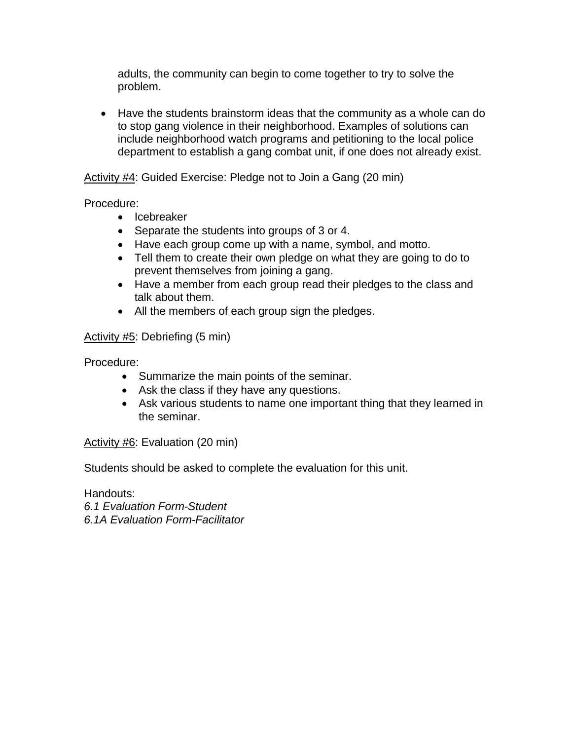adults, the community can begin to come together to try to solve the problem.

- Have the students brainstorm ideas that the community as a whole can do to stop gang violence in their neighborhood. Examples of solutions can include neighborhood watch programs and petitioning to the local police department to establish a gang combat unit, if one does not already exist.

<u>Activity #4</u>: Guided Exercise: Pledge not to Join a Gang (20 min)

Procedure:

- Icebreaker
- Separate the students into groups of 3 or 4.
- Have each group come up with a name, symbol, and motto.
- Tell them to create their own pledge on what they are going to do to prevent themselves from joining a gang.
- Have a member from each group read their pledges to the class and talk about them.
- All the members of each group sign the pledges.

<u>Activity #5</u>: Debriefing (5 min)

Procedure:

- Summarize the main points of the seminar.
- Ask the class if they have any questions.
- Ask various students to name one important thing that they learned in the seminar.

<u>Activity #6</u>: Evaluation (20 min)

Students should be asked to complete the evaluation for this unit.

Handouts:
*6.1 Evaluation Form-Student*
*6.1A Evaluation Form-Facilitator*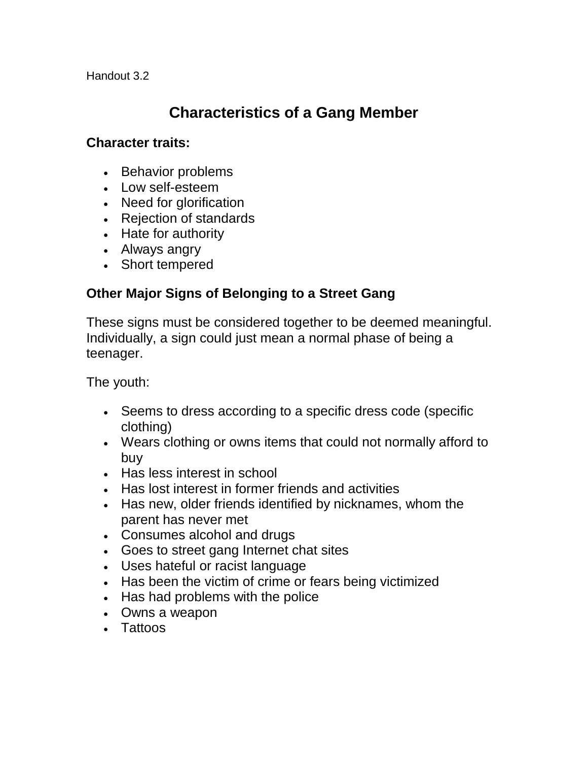Handout 3.2

# Characteristics of a Gang Member

### Character traits:

- Behavior problems
- Low self-esteem
- Need for glorification
- Rejection of standards
- Hate for authority
- Always angry
- Short tempered

### Other Major Signs of Belonging to a Street Gang

These signs must be considered together to be deemed meaningful. Individually, a sign could just mean a normal phase of being a teenager.

The youth:

- Seems to dress according to a specific dress code (specific clothing)
- Wears clothing or owns items that could not normally afford to buy
- Has less interest in school
- Has lost interest in former friends and activities
- Has new, older friends identified by nicknames, whom the parent has never met
- Consumes alcohol and drugs
- Goes to street gang Internet chat sites
- Uses hateful or racist language
- Has been the victim of crime or fears being victimized
- Has had problems with the police
- Owns a weapon
- Tattoos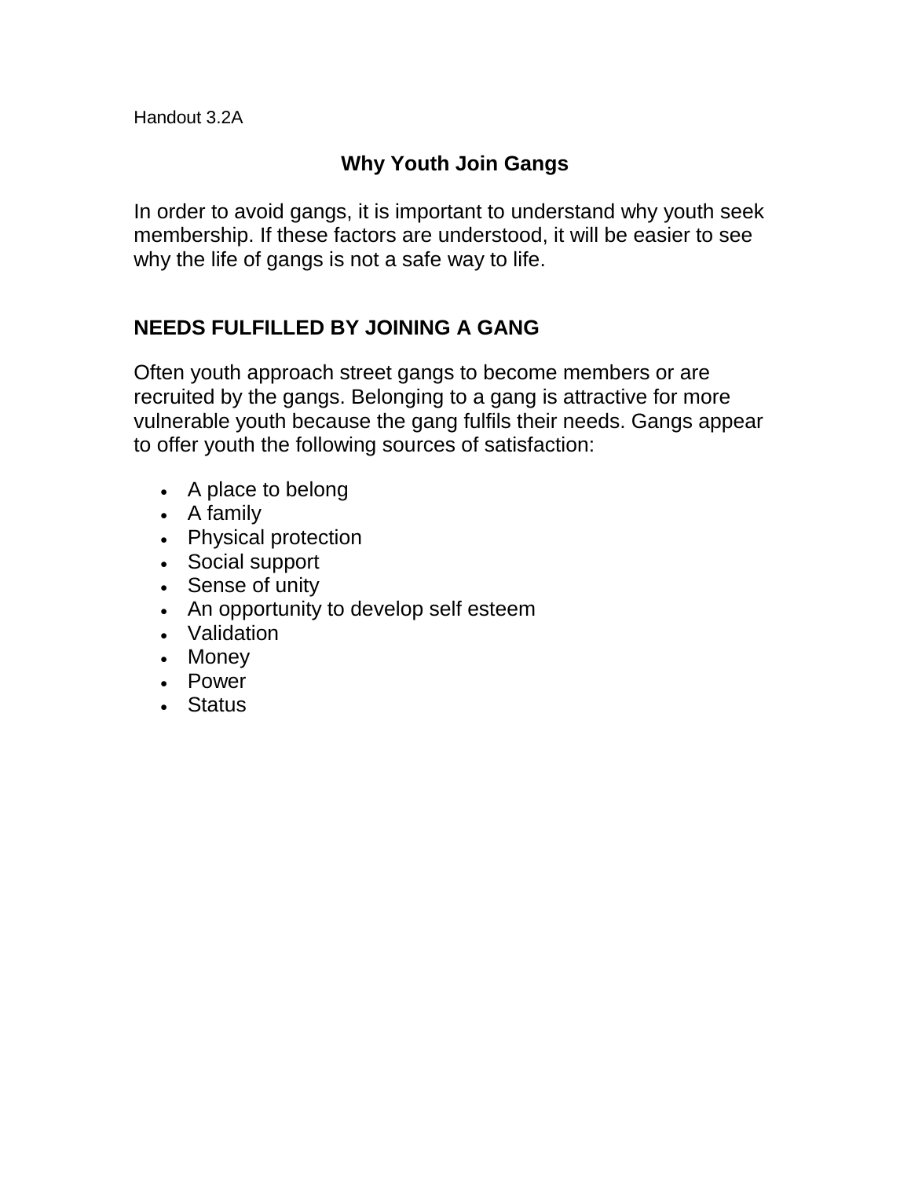Handout 3.2A

# Why Youth Join Gangs

In order to avoid gangs, it is important to understand why youth seek membership. If these factors are understood, it will be easier to see why the life of gangs is not a safe way to life.

## NEEDS FULFILLED BY JOINING A GANG

Often youth approach street gangs to become members or are recruited by the gangs. Belonging to a gang is attractive for more vulnerable youth because the gang fulfils their needs. Gangs appear to offer youth the following sources of satisfaction:

- A place to belong
- A family
- Physical protection
- Social support
- Sense of unity
- An opportunity to develop self esteem
- Validation
- Money
- Power
- Status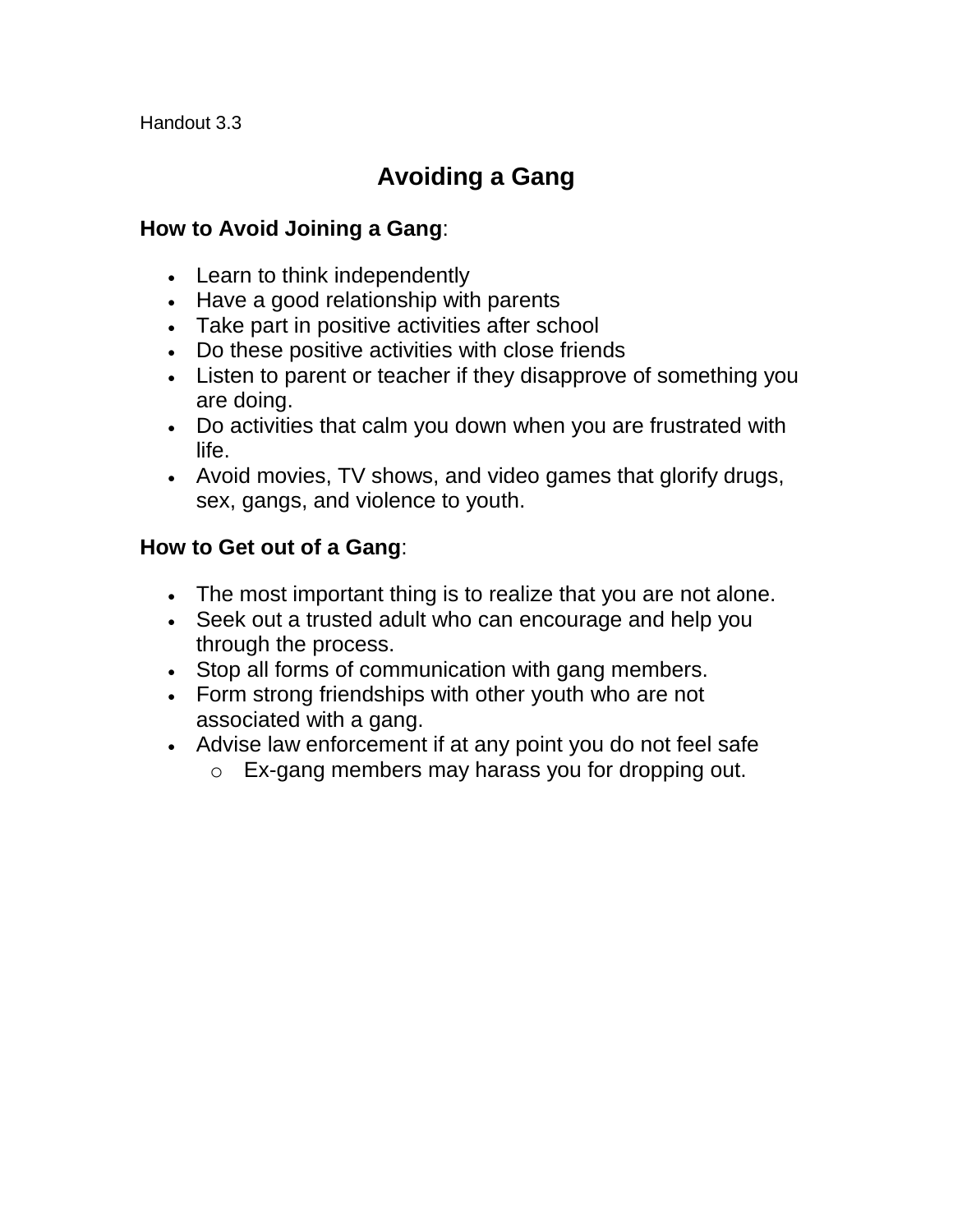Handout 3.3

# Avoiding a Gang

**How to Avoid Joining a Gang**:

- Learn to think independently
- Have a good relationship with parents
- Take part in positive activities after school
- Do these positive activities with close friends
- Listen to parent or teacher if they disapprove of something you are doing.
- Do activities that calm you down when you are frustrated with life.
- Avoid movies, TV shows, and video games that glorify drugs, sex, gangs, and violence to youth.

**How to Get out of a Gang**:

- The most important thing is to realize that you are not alone.
- Seek out a trusted adult who can encourage and help you through the process.
- Stop all forms of communication with gang members.
- Form strong friendships with other youth who are not associated with a gang.
- Advise law enforcement if at any point you do not feel safe
  - Ex-gang members may harass you for dropping out.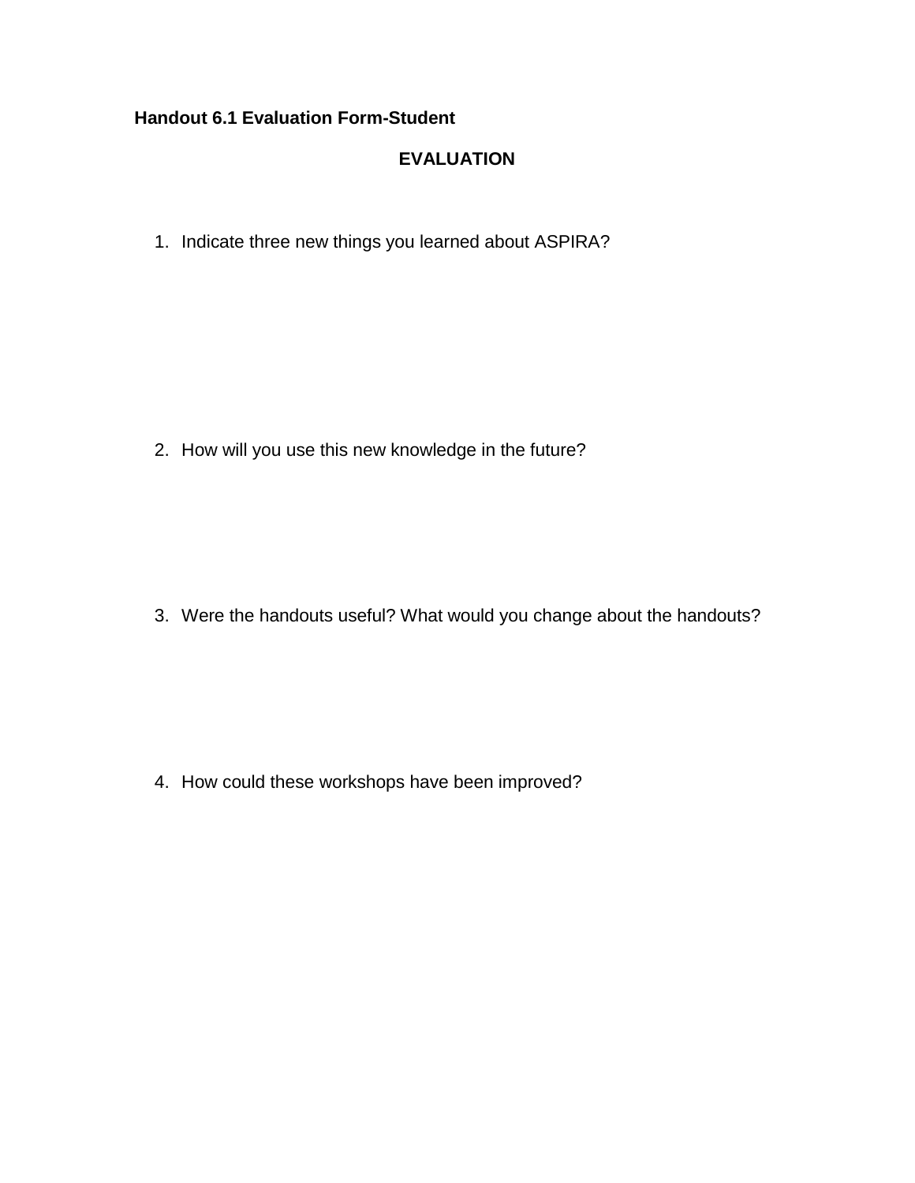**Handout 6.1 Evaluation Form-Student**

## EVALUATION

1. Indicate three new things you learned about ASPIRA?

2. How will you use this new knowledge in the future?

3. Were the handouts useful? What would you change about the handouts?

4. How could these workshops have been improved?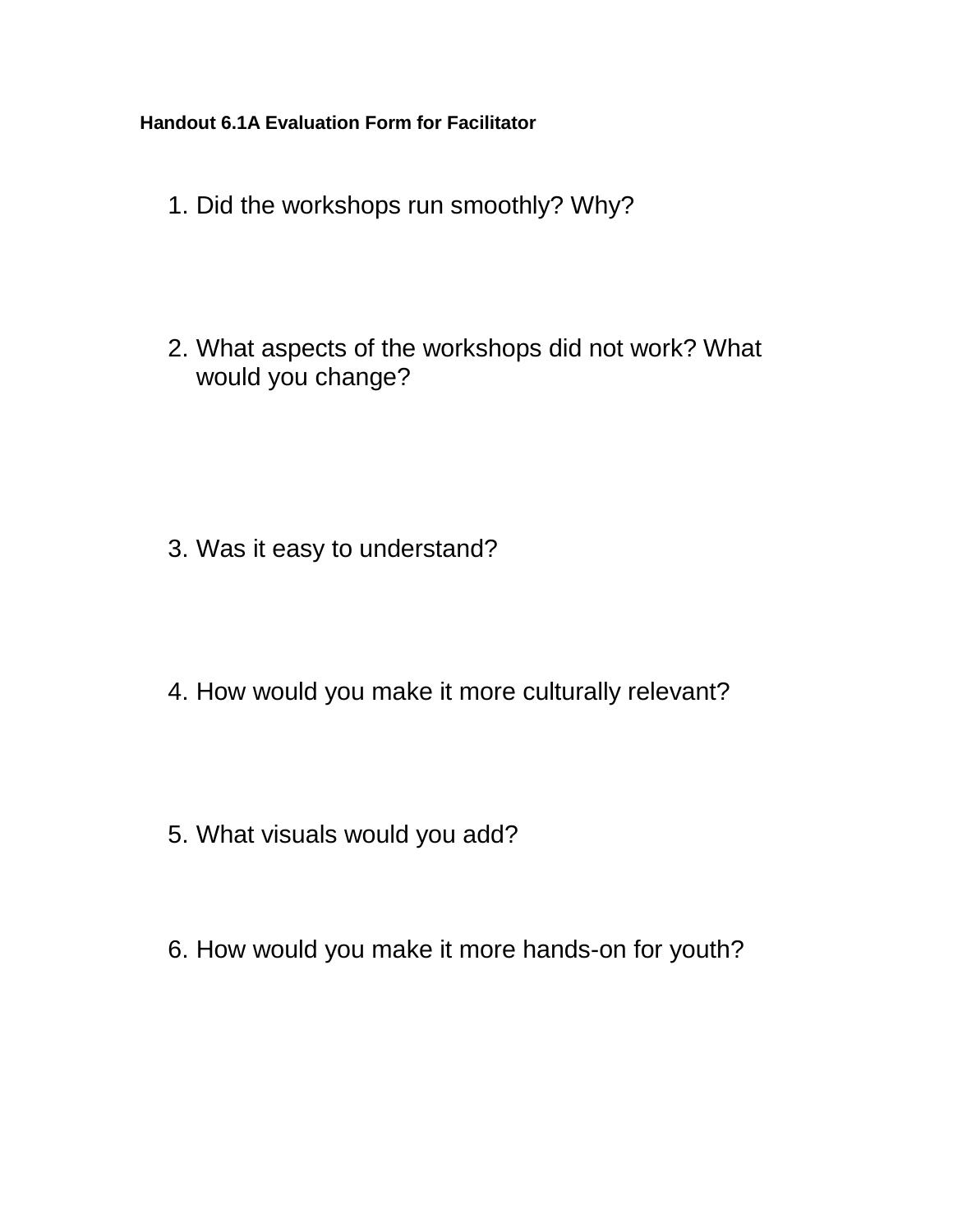**Handout 6.1A Evaluation Form for Facilitator**

1. Did the workshops run smoothly? Why?

2. What aspects of the workshops did not work? What would you change?

3. Was it easy to understand?

4. How would you make it more culturally relevant?

5. What visuals would you add?

6. How would you make it more hands-on for youth?